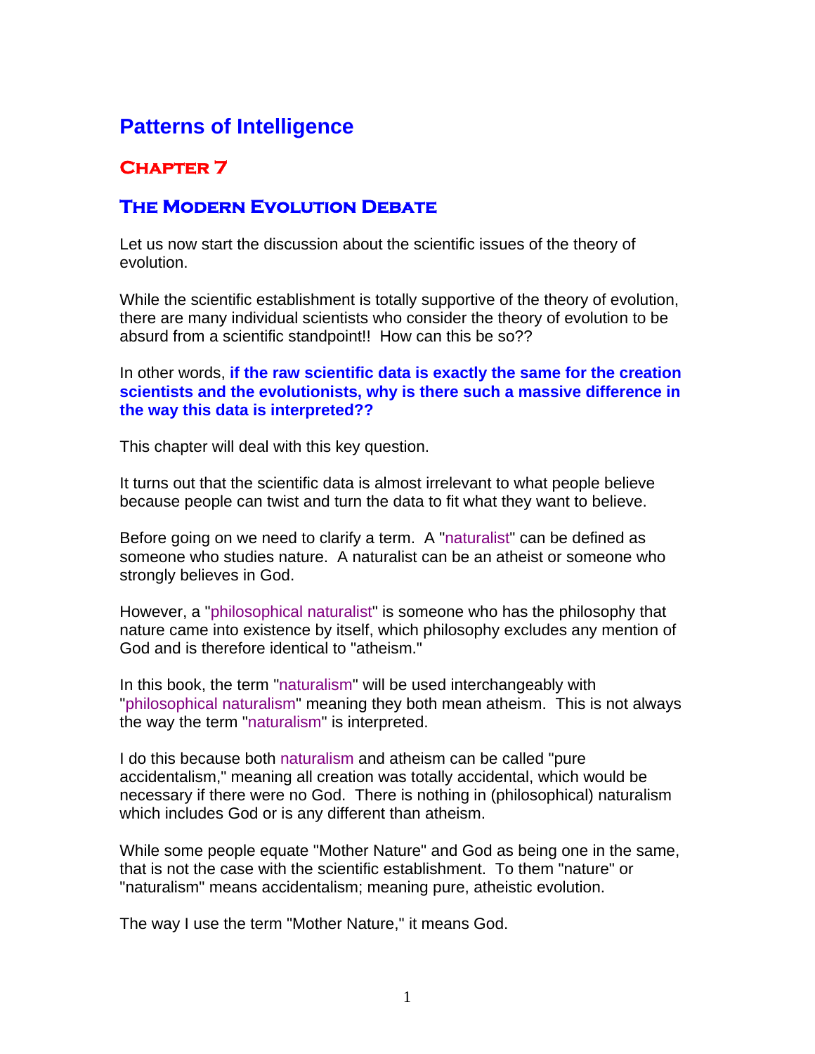# Patterns of Intelligence

## Chapter 7

## The Modern Evolution Debate

Let us now start the discussion about the scientific issues of the theory of evolution.

While the scientific establishment is totally supportive of the theory of evolution, there are many individual scientists who consider the theory of evolution to be absurd from a scientific standpoint!! How can this be so??

In other words, **if the raw scientific data is exactly the same for the creation scientists and the evolutionists, why is there such a massive difference in the way this data is interpreted??**

This chapter will deal with this key question.

It turns out that the scientific data is almost irrelevant to what people believe because people can twist and turn the data to fit what they want to believe.

Before going on we need to clarify a term. A "naturalist" can be defined as someone who studies nature. A naturalist can be an atheist or someone who strongly believes in God.

However, a "philosophical naturalist" is someone who has the philosophy that nature came into existence by itself, which philosophy excludes any mention of God and is therefore identical to "atheism."

In this book, the term "naturalism" will be used interchangeably with "philosophical naturalism" meaning they both mean atheism. This is not always the way the term "naturalism" is interpreted.

I do this because both naturalism and atheism can be called "pure accidentalism," meaning all creation was totally accidental, which would be necessary if there were no God. There is nothing in (philosophical) naturalism which includes God or is any different than atheism.

While some people equate "Mother Nature" and God as being one in the same, that is not the case with the scientific establishment. To them "nature" or "naturalism" means accidentalism; meaning pure, atheistic evolution.

The way I use the term "Mother Nature," it means God.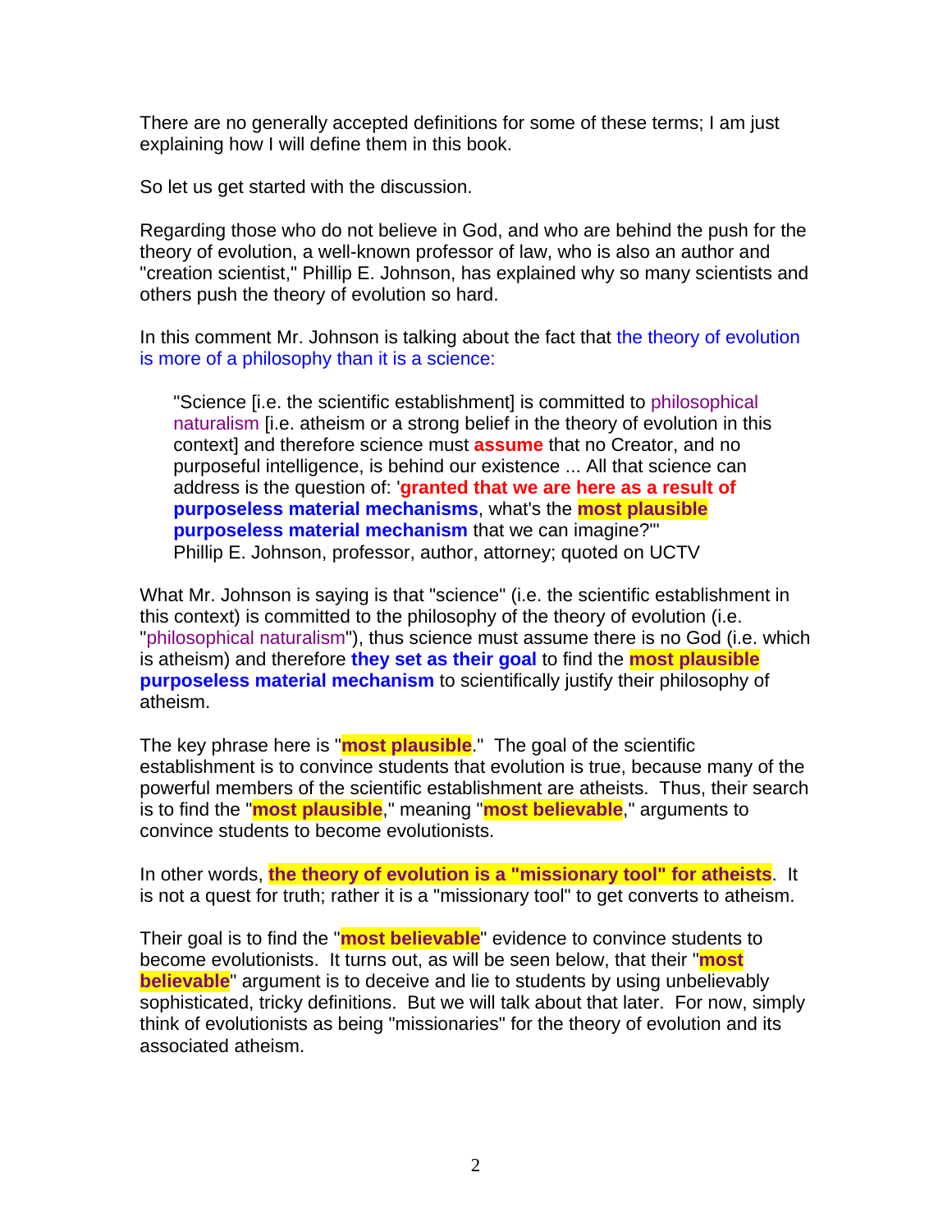There are no generally accepted definitions for some of these terms; I am just explaining how I will define them in this book.

So let us get started with the discussion.

Regarding those who do not believe in God, and who are behind the push for the theory of evolution, a well-known professor of law, who is also an author and "creation scientist," Phillip E. Johnson, has explained why so many scientists and others push the theory of evolution so hard.

In this comment Mr. Johnson is talking about the fact that the theory of evolution is more of a philosophy than it is a science:

> "Science [i.e. the scientific establishment] is committed to philosophical naturalism [i.e. atheism or a strong belief in the theory of evolution in this context] and therefore science must **assume** that no Creator, and no purposeful intelligence, is behind our existence ... All that science can address is the question of: '**granted that we are here as a result of purposeless material mechanisms**, what's the **most plausible purposeless material mechanism** that we can imagine?'"
> Phillip E. Johnson, professor, author, attorney; quoted on UCTV

What Mr. Johnson is saying is that "science" (i.e. the scientific establishment in this context) is committed to the philosophy of the theory of evolution (i.e. "philosophical naturalism"), thus science must assume there is no God (i.e. which is atheism) and therefore **they set as their goal** to find the **most plausible purposeless material mechanism** to scientifically justify their philosophy of atheism.

The key phrase here is "**most plausible**." The goal of the scientific establishment is to convince students that evolution is true, because many of the powerful members of the scientific establishment are atheists. Thus, their search is to find the "**most plausible**," meaning "**most believable**," arguments to convince students to become evolutionists.

In other words, **the theory of evolution is a "missionary tool" for atheists**. It is not a quest for truth; rather it is a "missionary tool" to get converts to atheism.

Their goal is to find the "**most believable**" evidence to convince students to become evolutionists. It turns out, as will be seen below, that their "**most believable**" argument is to deceive and lie to students by using unbelievably sophisticated, tricky definitions. But we will talk about that later. For now, simply think of evolutionists as being "missionaries" for the theory of evolution and its associated atheism.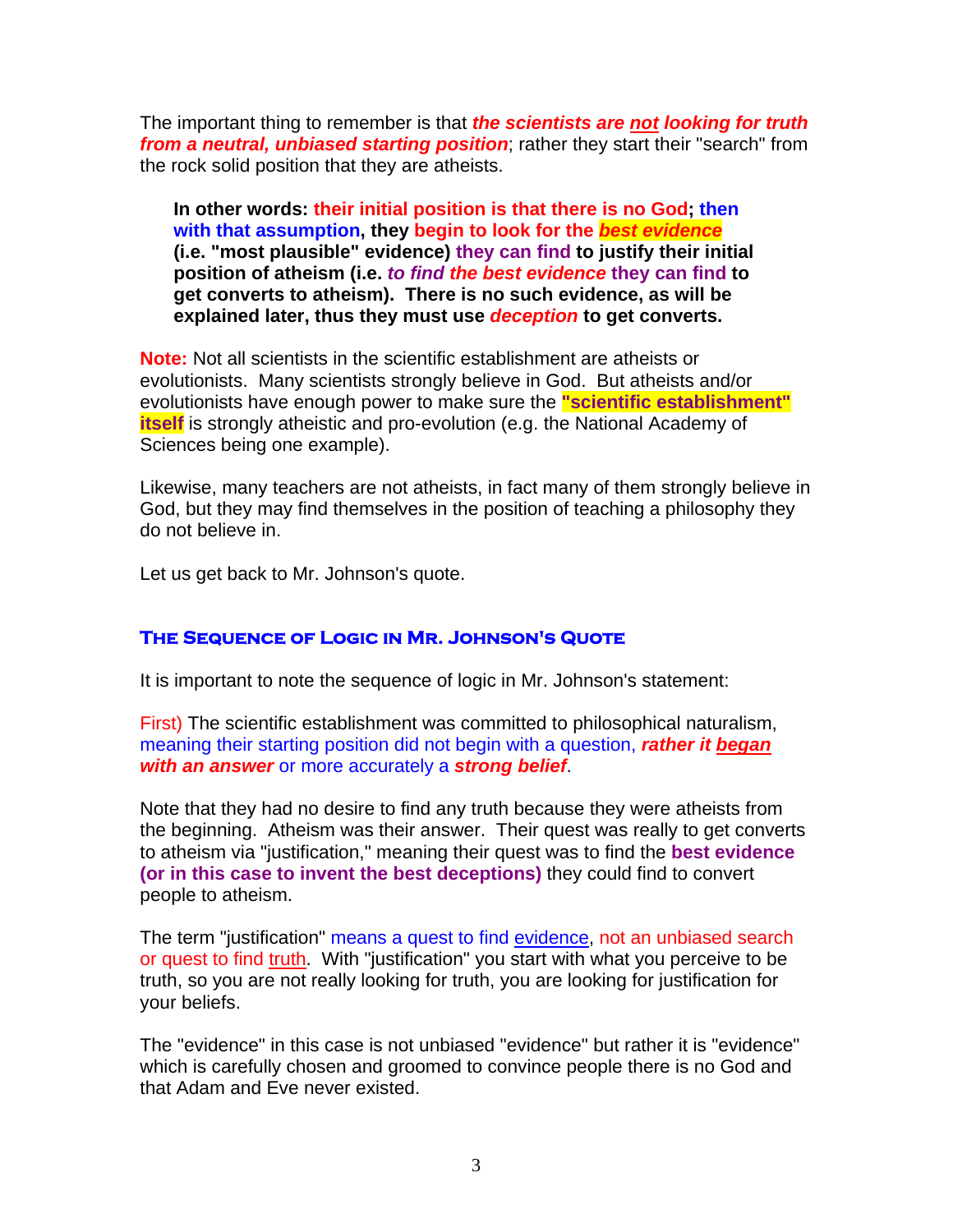The important thing to remember is that ***the scientists are not looking for truth from a neutral, unbiased starting position***; rather they start their "search" from the rock solid position that they are atheists.

> **In other words: their initial position is that there is no God; then with that assumption, they begin to look for the *best evidence* (i.e. "most plausible" evidence) they can find to justify their initial position of atheism (i.e. *to find the best evidence* they can find to get converts to atheism). There is no such evidence, as will be explained later, thus they must use *deception* to get converts.**

**Note:** Not all scientists in the scientific establishment are atheists or evolutionists. Many scientists strongly believe in God. But atheists and/or evolutionists have enough power to make sure the **"scientific establishment" itself** is strongly atheistic and pro-evolution (e.g. the National Academy of Sciences being one example).

Likewise, many teachers are not atheists, in fact many of them strongly believe in God, but they may find themselves in the position of teaching a philosophy they do not believe in.

Let us get back to Mr. Johnson's quote.

### The Sequence of Logic in Mr. Johnson's Quote

It is important to note the sequence of logic in Mr. Johnson's statement:

First) The scientific establishment was committed to philosophical naturalism, meaning their starting position did not begin with a question, ***rather it began with an answer*** or more accurately a ***strong belief***.

Note that they had no desire to find any truth because they were atheists from the beginning. Atheism was their answer. Their quest was really to get converts to atheism via "justification," meaning their quest was to find the **best evidence (or in this case to invent the best deceptions)** they could find to convert people to atheism.

The term "justification" means a quest to find evidence, not an unbiased search or quest to find truth. With "justification" you start with what you perceive to be truth, so you are not really looking for truth, you are looking for justification for your beliefs.

The "evidence" in this case is not unbiased "evidence" but rather it is "evidence" which is carefully chosen and groomed to convince people there is no God and that Adam and Eve never existed.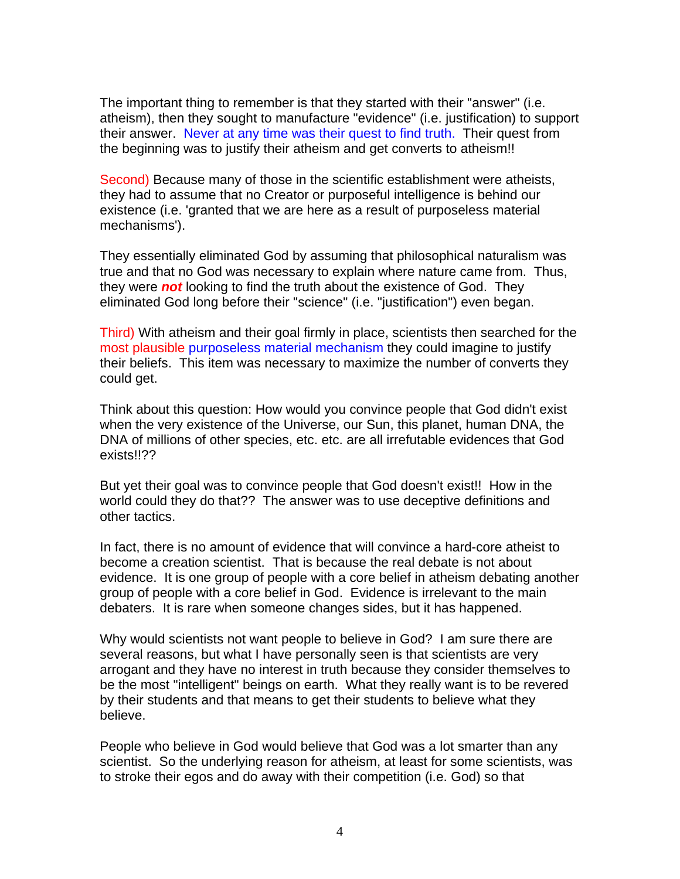The important thing to remember is that they started with their "answer" (i.e. atheism), then they sought to manufacture "evidence" (i.e. justification) to support their answer.  Never at any time was their quest to find truth.  Their quest from the beginning was to justify their atheism and get converts to atheism!!

Second) Because many of those in the scientific establishment were atheists, they had to assume that no Creator or purposeful intelligence is behind our existence (i.e. 'granted that we are here as a result of purposeless material mechanisms').

They essentially eliminated God by assuming that philosophical naturalism was true and that no God was necessary to explain where nature came from.  Thus, they were ***not*** looking to find the truth about the existence of God.  They eliminated God long before their "science" (i.e. "justification") even began.

Third) With atheism and their goal firmly in place, scientists then searched for the most plausible purposeless material mechanism they could imagine to justify their beliefs.  This item was necessary to maximize the number of converts they could get.

Think about this question: How would you convince people that God didn't exist when the very existence of the Universe, our Sun, this planet, human DNA, the DNA of millions of other species, etc. etc. are all irrefutable evidences that God exists!!??

But yet their goal was to convince people that God doesn't exist!!  How in the world could they do that??  The answer was to use deceptive definitions and other tactics.

In fact, there is no amount of evidence that will convince a hard-core atheist to become a creation scientist.  That is because the real debate is not about evidence.  It is one group of people with a core belief in atheism debating another group of people with a core belief in God.  Evidence is irrelevant to the main debaters.  It is rare when someone changes sides, but it has happened.

Why would scientists not want people to believe in God?  I am sure there are several reasons, but what I have personally seen is that scientists are very arrogant and they have no interest in truth because they consider themselves to be the most "intelligent" beings on earth.  What they really want is to be revered by their students and that means to get their students to believe what they believe.

People who believe in God would believe that God was a lot smarter than any scientist.  So the underlying reason for atheism, at least for some scientists, was to stroke their egos and do away with their competition (i.e. God) so that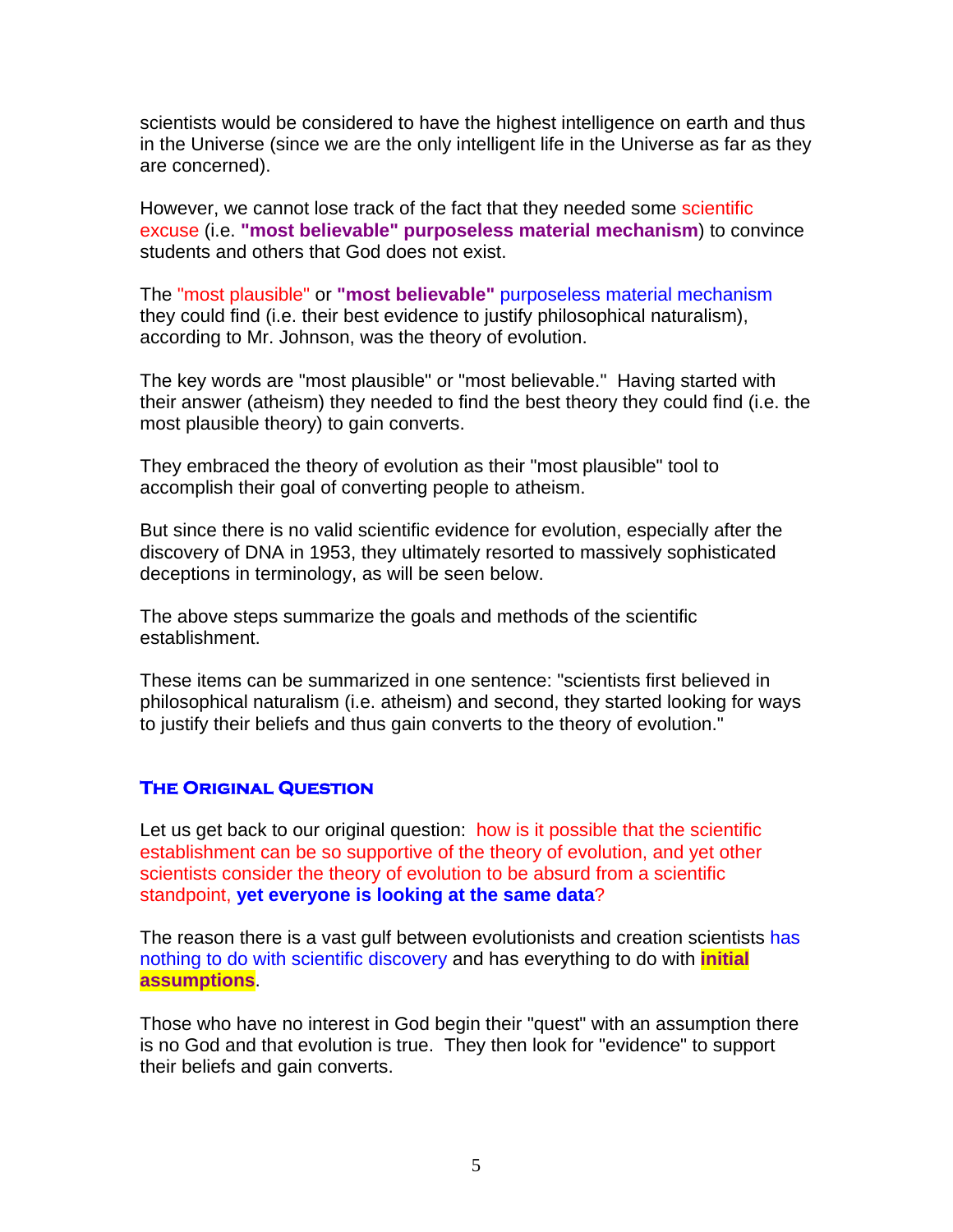scientists would be considered to have the highest intelligence on earth and thus in the Universe (since we are the only intelligent life in the Universe as far as they are concerned).

However, we cannot lose track of the fact that they needed some scientific excuse (i.e. **"most believable" purposeless material mechanism**) to convince students and others that God does not exist.

The "most plausible" or **"most believable"** purposeless material mechanism they could find (i.e. their best evidence to justify philosophical naturalism), according to Mr. Johnson, was the theory of evolution.

The key words are "most plausible" or "most believable." Having started with their answer (atheism) they needed to find the best theory they could find (i.e. the most plausible theory) to gain converts.

They embraced the theory of evolution as their "most plausible" tool to accomplish their goal of converting people to atheism.

But since there is no valid scientific evidence for evolution, especially after the discovery of DNA in 1953, they ultimately resorted to massively sophisticated deceptions in terminology, as will be seen below.

The above steps summarize the goals and methods of the scientific establishment.

These items can be summarized in one sentence: "scientists first believed in philosophical naturalism (i.e. atheism) and second, they started looking for ways to justify their beliefs and thus gain converts to the theory of evolution."

## The Original Question

Let us get back to our original question: how is it possible that the scientific establishment can be so supportive of the theory of evolution, and yet other scientists consider the theory of evolution to be absurd from a scientific standpoint, **yet everyone is looking at the same data**?

The reason there is a vast gulf between evolutionists and creation scientists has nothing to do with scientific discovery and has everything to do with **initial assumptions**.

Those who have no interest in God begin their "quest" with an assumption there is no God and that evolution is true. They then look for "evidence" to support their beliefs and gain converts.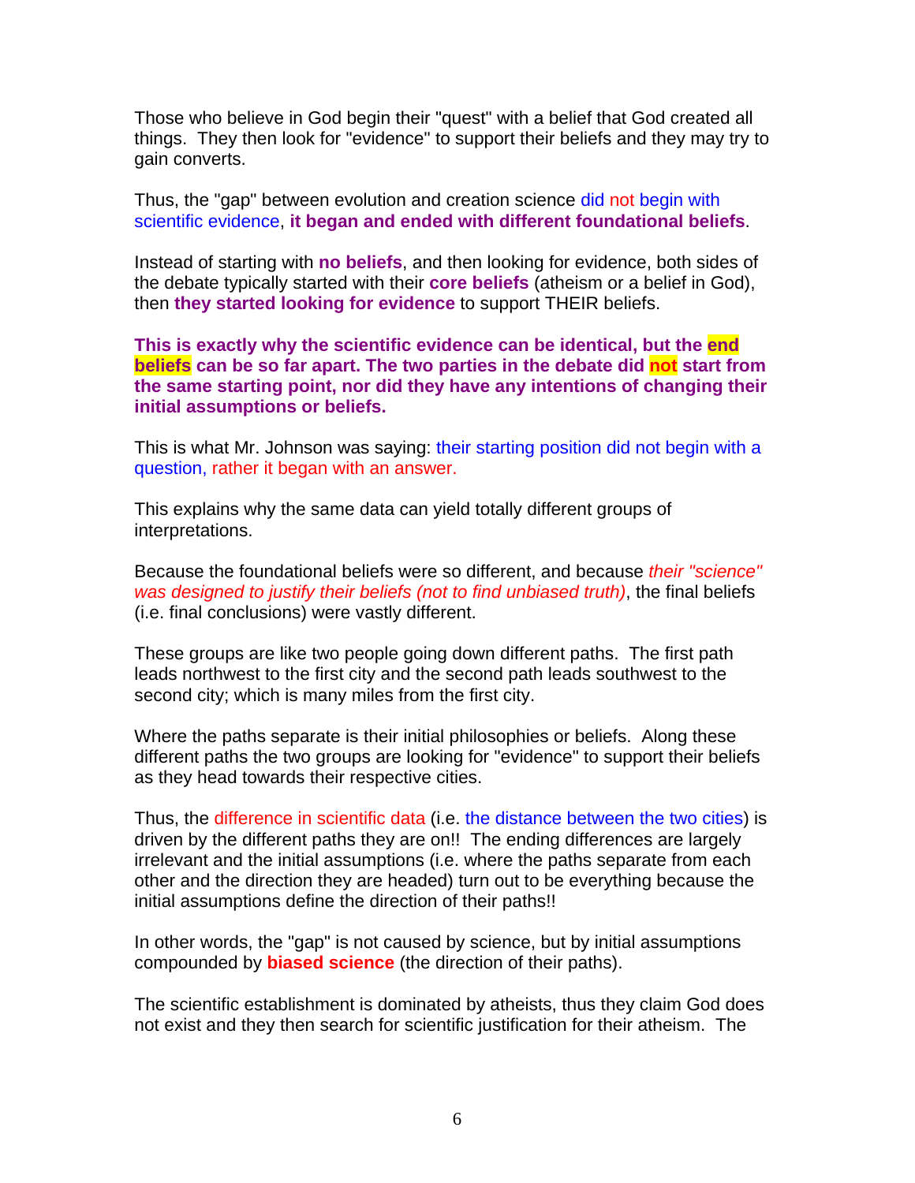Those who believe in God begin their "quest" with a belief that God created all things. They then look for "evidence" to support their beliefs and they may try to gain converts.

Thus, the "gap" between evolution and creation science did not begin with scientific evidence, **it began and ended with different foundational beliefs**.

Instead of starting with **no beliefs**, and then looking for evidence, both sides of the debate typically started with their **core beliefs** (atheism or a belief in God), then **they started looking for evidence** to support THEIR beliefs.

**This is exactly why the scientific evidence can be identical, but the end beliefs can be so far apart. The two parties in the debate did not start from the same starting point, nor did they have any intentions of changing their initial assumptions or beliefs.**

This is what Mr. Johnson was saying: their starting position did not begin with a question, rather it began with an answer.

This explains why the same data can yield totally different groups of interpretations.

Because the foundational beliefs were so different, and because *their "science" was designed to justify their beliefs (not to find unbiased truth)*, the final beliefs (i.e. final conclusions) were vastly different.

These groups are like two people going down different paths. The first path leads northwest to the first city and the second path leads southwest to the second city; which is many miles from the first city.

Where the paths separate is their initial philosophies or beliefs. Along these different paths the two groups are looking for "evidence" to support their beliefs as they head towards their respective cities.

Thus, the difference in scientific data (i.e. the distance between the two cities) is driven by the different paths they are on!! The ending differences are largely irrelevant and the initial assumptions (i.e. where the paths separate from each other and the direction they are headed) turn out to be everything because the initial assumptions define the direction of their paths!!

In other words, the "gap" is not caused by science, but by initial assumptions compounded by **biased science** (the direction of their paths).

The scientific establishment is dominated by atheists, thus they claim God does not exist and they then search for scientific justification for their atheism. The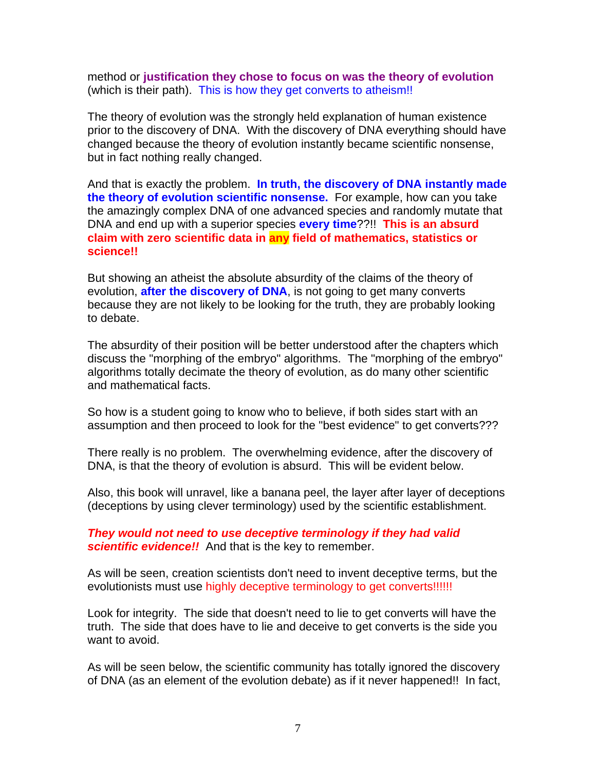method or **justification they chose to focus on was the theory of evolution** (which is their path). This is how they get converts to atheism!!

The theory of evolution was the strongly held explanation of human existence prior to the discovery of DNA. With the discovery of DNA everything should have changed because the theory of evolution instantly became scientific nonsense, but in fact nothing really changed.

And that is exactly the problem. **In truth, the discovery of DNA instantly made the theory of evolution scientific nonsense.** For example, how can you take the amazingly complex DNA of one advanced species and randomly mutate that DNA and end up with a superior species **every time**??!! **This is an absurd claim with zero scientific data in any field of mathematics, statistics or science!!**

But showing an atheist the absolute absurdity of the claims of the theory of evolution, **after the discovery of DNA**, is not going to get many converts because they are not likely to be looking for the truth, they are probably looking to debate.

The absurdity of their position will be better understood after the chapters which discuss the "morphing of the embryo" algorithms. The "morphing of the embryo" algorithms totally decimate the theory of evolution, as do many other scientific and mathematical facts.

So how is a student going to know who to believe, if both sides start with an assumption and then proceed to look for the "best evidence" to get converts???

There really is no problem. The overwhelming evidence, after the discovery of DNA, is that the theory of evolution is absurd. This will be evident below.

Also, this book will unravel, like a banana peel, the layer after layer of deceptions (deceptions by using clever terminology) used by the scientific establishment.

***They would not need to use deceptive terminology if they had valid scientific evidence!!*** And that is the key to remember.

As will be seen, creation scientists don't need to invent deceptive terms, but the evolutionists must use highly deceptive terminology to get converts!!!!!!

Look for integrity. The side that doesn't need to lie to get converts will have the truth. The side that does have to lie and deceive to get converts is the side you want to avoid.

As will be seen below, the scientific community has totally ignored the discovery of DNA (as an element of the evolution debate) as if it never happened!! In fact,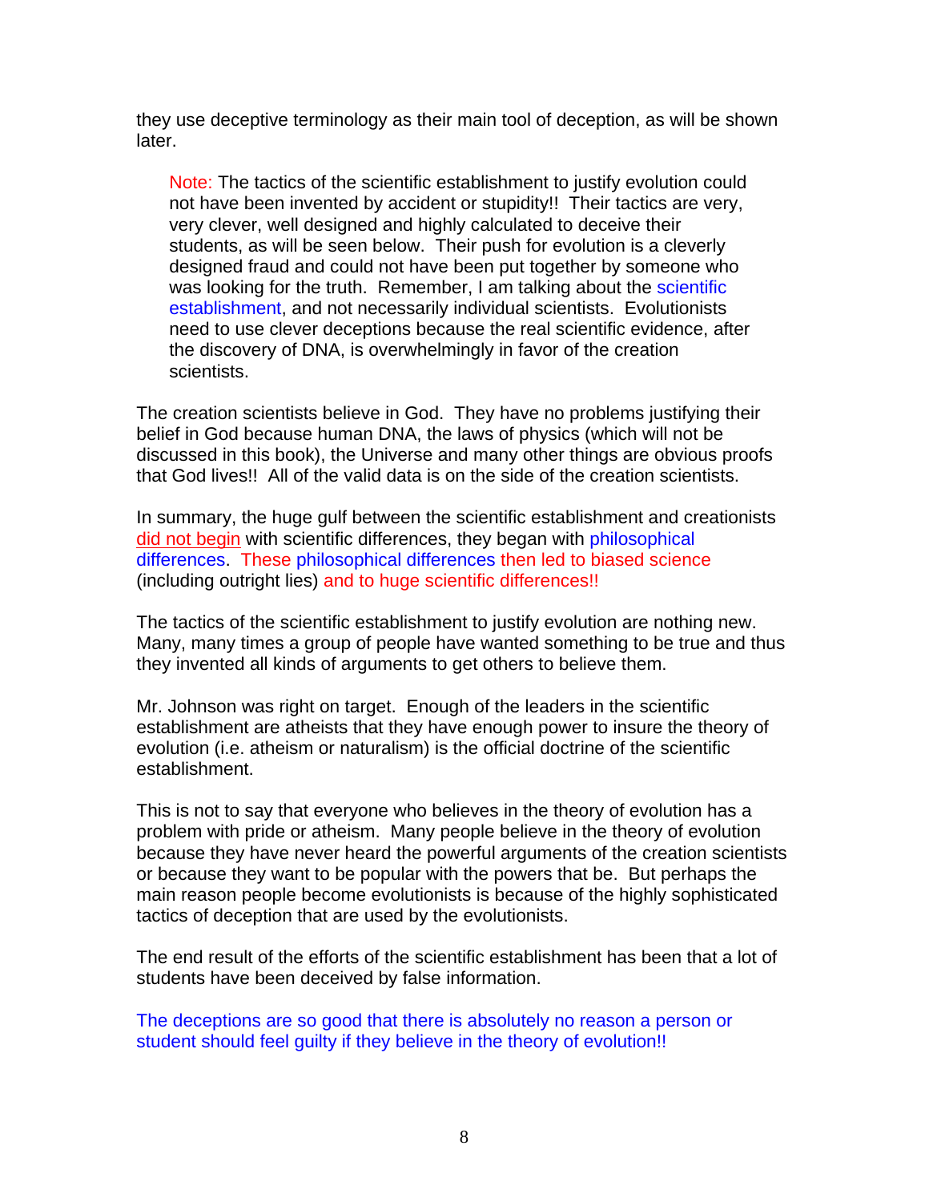they use deceptive terminology as their main tool of deception, as will be shown later.

> Note: The tactics of the scientific establishment to justify evolution could not have been invented by accident or stupidity!! Their tactics are very, very clever, well designed and highly calculated to deceive their students, as will be seen below. Their push for evolution is a cleverly designed fraud and could not have been put together by someone who was looking for the truth. Remember, I am talking about the scientific establishment, and not necessarily individual scientists. Evolutionists need to use clever deceptions because the real scientific evidence, after the discovery of DNA, is overwhelmingly in favor of the creation scientists.

The creation scientists believe in God. They have no problems justifying their belief in God because human DNA, the laws of physics (which will not be discussed in this book), the Universe and many other things are obvious proofs that God lives!! All of the valid data is on the side of the creation scientists.

In summary, the huge gulf between the scientific establishment and creationists did not begin with scientific differences, they began with philosophical differences. These philosophical differences then led to biased science (including outright lies) and to huge scientific differences!!

The tactics of the scientific establishment to justify evolution are nothing new. Many, many times a group of people have wanted something to be true and thus they invented all kinds of arguments to get others to believe them.

Mr. Johnson was right on target. Enough of the leaders in the scientific establishment are atheists that they have enough power to insure the theory of evolution (i.e. atheism or naturalism) is the official doctrine of the scientific establishment.

This is not to say that everyone who believes in the theory of evolution has a problem with pride or atheism. Many people believe in the theory of evolution because they have never heard the powerful arguments of the creation scientists or because they want to be popular with the powers that be. But perhaps the main reason people become evolutionists is because of the highly sophisticated tactics of deception that are used by the evolutionists.

The end result of the efforts of the scientific establishment has been that a lot of students have been deceived by false information.

The deceptions are so good that there is absolutely no reason a person or student should feel guilty if they believe in the theory of evolution!!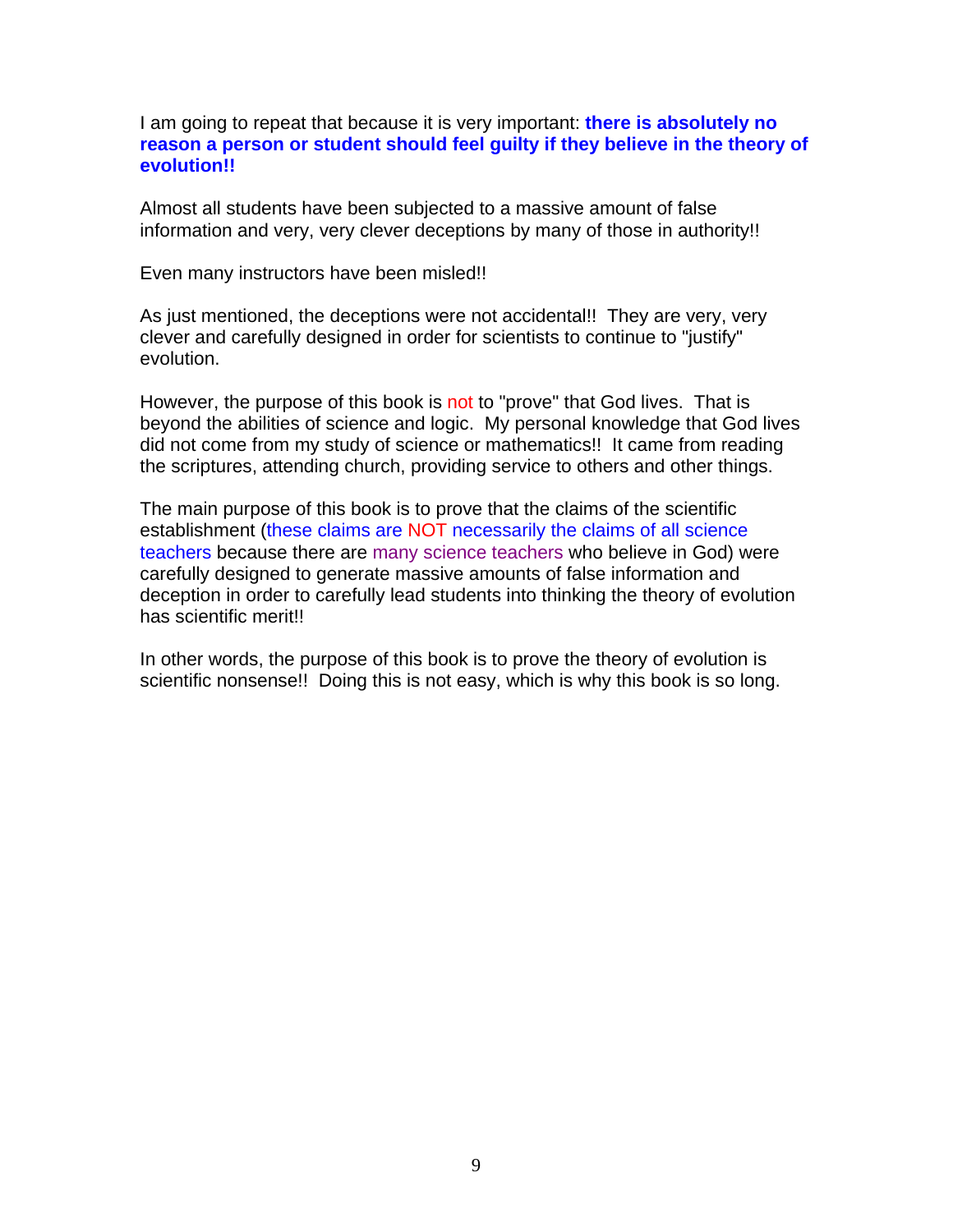I am going to repeat that because it is very important: **there is absolutely no reason a person or student should feel guilty if they believe in the theory of evolution!!**

Almost all students have been subjected to a massive amount of false information and very, very clever deceptions by many of those in authority!!

Even many instructors have been misled!!

As just mentioned, the deceptions were not accidental!! They are very, very clever and carefully designed in order for scientists to continue to "justify" evolution.

However, the purpose of this book is not to "prove" that God lives. That is beyond the abilities of science and logic. My personal knowledge that God lives did not come from my study of science or mathematics!! It came from reading the scriptures, attending church, providing service to others and other things.

The main purpose of this book is to prove that the claims of the scientific establishment (these claims are NOT necessarily the claims of all science teachers because there are many science teachers who believe in God) were carefully designed to generate massive amounts of false information and deception in order to carefully lead students into thinking the theory of evolution has scientific merit!!

In other words, the purpose of this book is to prove the theory of evolution is scientific nonsense!! Doing this is not easy, which is why this book is so long.